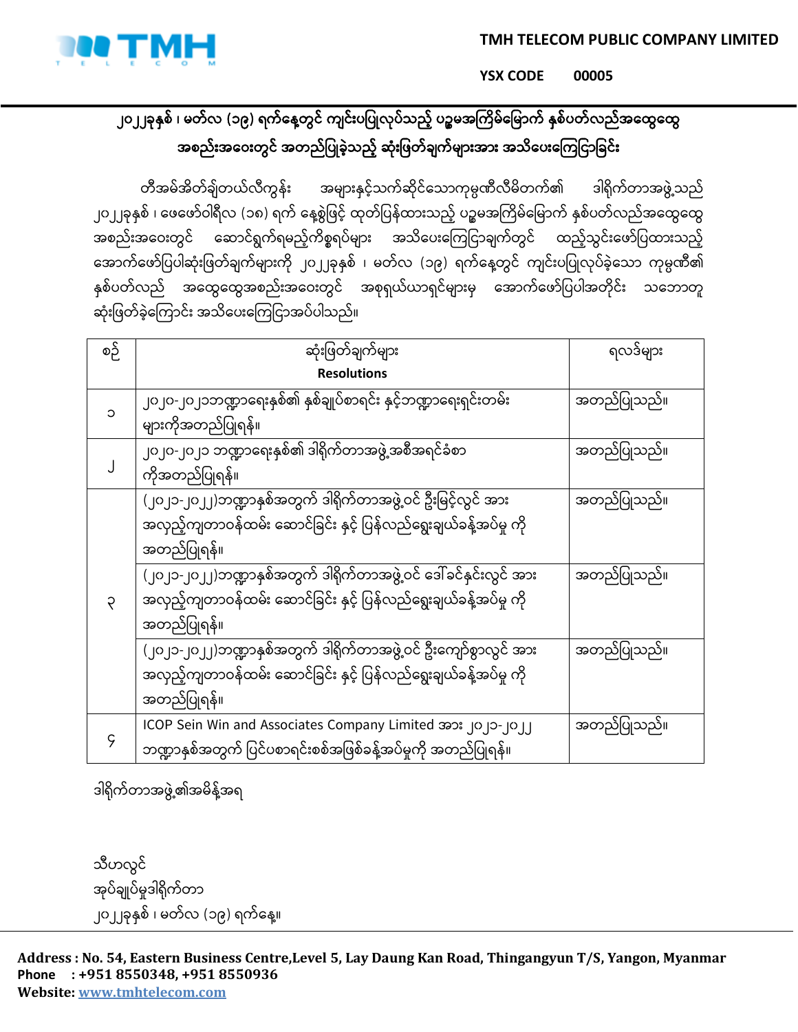TMH TELECOM PUBLIC COMPANY LIMITED

YSX CODE 00005

## ၂၀၂၂ခုနှစ် ၊ မတ်လ (၁၉) ရက်နေ့တွင် ကျင်းပပြုလုပ်သည့် ပဋ္ဌမအကြိမ်မြောက် နှစ်ပတ်လည်အထွေထွေ အစည်းအဝေးတွင် အတည်ပြုခဲ့သည့် ဆုံးဖြတ်ချက်များအား အသိပေးကြေငြာခြင်း

တီအမ်အိတ်ချ်တယ်လီကွန်း အများနှင့်သက်ဆိုင်သောကုမ္ပဏီလီမိတက်၏ ဒါရိုက်တာအဖွဲ့သည် ၂၀၂၂ခုနှစ် ၊ ဖေဖော်ဝါရီလ (၁၈) ရက် နေ့စွဲဖြင့် ထုတ်ပြန်ထားသည့် ပဋ္ဌမအကြိမ်မြောက် နှစ်ပတ်လည်အထွေထွေ အစည်းအဝေးတွင် ဆောင်ရွက်ရမည့်ကိစ္စရပ်များ အသိပေးကြေငြာချက်တွင် ထည့်သွင်းဖော်ပြထားသည့် အောက်ဖော်ပြပါဆုံးဖြတ်ချက်များကို ၂၀၂၂ခုနှစ် ၊ မတ်လ (၁၉) ရက်နေ့တွင် ကျင်းပပြုလုပ်ခဲ့သော ကုမ္ပဏီ၏ နှစ်ပတ်လည် အထွေထွေအစည်းအဝေးတွင် အစုရှယ်ယာရှင်များမှ အောက်ဖော်ပြပါအတိုင်း သဘောတူ ဆုံးဖြတ်ခဲ့ကြောင်း အသိပေးကြေငြာအပ်ပါသည်။

| စဉ် | ဆုံးဖြတ်ချက်များ<br>**Resolutions** | ရလဒ်များ |
|---|---|---|
| ၁ | ၂၀၂၀-၂၀၂၁ဘဏ္ဍာရေးနှစ်၏ နှစ်ချုပ်စာရင်း နှင့်ဘဏ္ဍာရေးရှင်းတမ်း များကိုအတည်ပြုရန်။ | အတည်ပြုသည်။ |
| ၂ | ၂၀၂၀-၂၀၂၁ ဘဏ္ဍာရေးနှစ်၏ ဒါရိုက်တာအဖွဲ့အစီအရင်ခံစာ ကိုအတည်ပြုရန်။ | အတည်ပြုသည်။ |
| ၃ | (၂၀၂၁-၂၀၂၂)ဘဏ္ဍာနှစ်အတွက် ဒါရိုက်တာအဖွဲ့ဝင် ဦးမြင့်လွင် အား အလှည့်ကျတာဝန်ထမ်း ဆောင်ခြင်း နှင့် ပြန်လည်ရွေးချယ်ခန့်အပ်မှု ကို အတည်ပြုရန်။ | အတည်ပြုသည်။ |
| | (၂၀၂၁-၂၀၂၂)ဘဏ္ဍာနှစ်အတွက် ဒါရိုက်တာအဖွဲ့ဝင် ဒေါ်ခင်နှင်းလွင် အား အလှည့်ကျတာဝန်ထမ်း ဆောင်ခြင်း နှင့် ပြန်လည်ရွေးချယ်ခန့်အပ်မှု ကို အတည်ပြုရန်။ | အတည်ပြုသည်။ |
| | (၂၀၂၁-၂၀၂၂)ဘဏ္ဍာနှစ်အတွက် ဒါရိုက်တာအဖွဲ့ဝင် ဦးကျော်စွာလွင် အား အလှည့်ကျတာဝန်ထမ်း ဆောင်ခြင်း နှင့် ပြန်လည်ရွေးချယ်ခန့်အပ်မှု ကို အတည်ပြုရန်။ | အတည်ပြုသည်။ |
| ၄ | ICOP Sein Win and Associates Company Limited အား ၂၀၂၁-၂၀၂၂ ဘဏ္ဍာနှစ်အတွက် ပြင်ပစာရင်းစစ်အဖြစ်ခန့်အပ်မှုကို အတည်ပြုရန်။ | အတည်ပြုသည်။ |

ဒါရိုက်တာအဖွဲ့၏အမိန့်အရ

သီဟလွင်
အုပ်ချုပ်မှုဒါရိုက်တာ
၂၀၂၂ခုနှစ် ၊ မတ်လ (၁၉) ရက်နေ့။

**Address : No. 54, Eastern Business Centre,Level 5, Lay Daung Kan Road, Thingangyun T/S, Yangon, Myanmar**
**Phone : +951 8550348, +951 8550936**
**Website: www.tmhtelecom.com**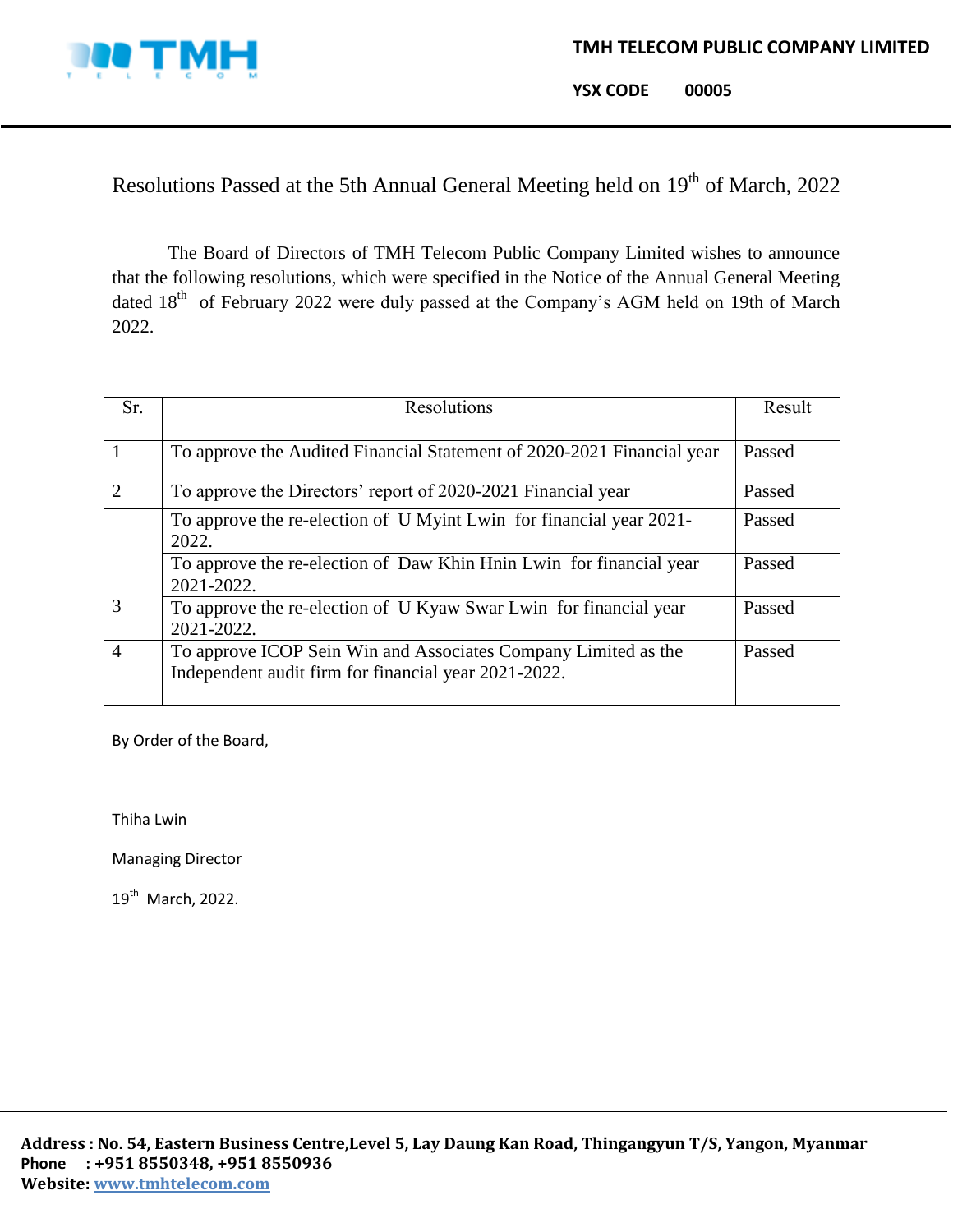# Resolutions Passed at the 5th Annual General Meeting held on 19th of March, 2022

The Board of Directors of TMH Telecom Public Company Limited wishes to announce that the following resolutions, which were specified in the Notice of the Annual General Meeting dated 18th of February 2022 were duly passed at the Company's AGM held on 19th of March 2022.

| Sr. | Resolutions | Result |
|---|---|---|
| 1 | To approve the Audited Financial Statement of 2020-2021 Financial year | Passed |
| 2 | To approve the Directors' report of 2020-2021 Financial year | Passed |
| 3 | To approve the re-election of U Myint Lwin for financial year 2021-2022. | Passed |
| | To approve the re-election of Daw Khin Hnin Lwin for financial year 2021-2022. | Passed |
| | To approve the re-election of U Kyaw Swar Lwin for financial year 2021-2022. | Passed |
| 4 | To approve ICOP Sein Win and Associates Company Limited as the Independent audit firm for financial year 2021-2022. | Passed |

By Order of the Board,

Thiha Lwin

Managing Director

19th March, 2022.